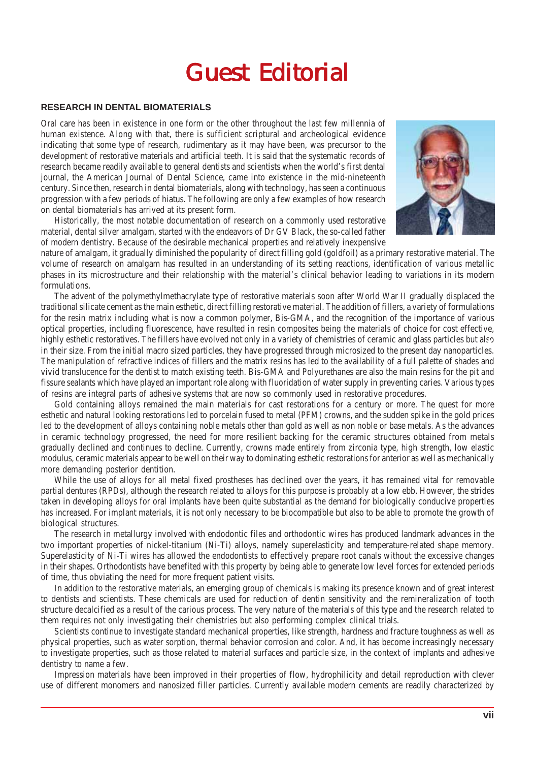# Guest Editorial

## RESEARCH IN DENTAL BIOMATERIALS

Oral care has been in existence in one form or the other throughout the last few millennia of human existence. Along with that, there is sufficient scriptural and archeological evidence indicating that some type of research, rudimentary as it may have been, was precursor to the development of restorative materials and artificial teeth. It is said that the systematic records of research became readily available to general dentists and scientists when the world's first dental journal, the American Journal of Dental Science, came into existence in the mid-nineteenth century. Since then, research in dental biomaterials, along with technology, has seen a continuous progression with a few periods of hiatus. The following are only a few examples of how research on dental biomaterials has arrived at its present form.

Historically, the most notable documentation of research on a commonly used restorative material, dental silver amalgam, started with the endeavors of Dr GV Black, the so-called father of modern dentistry. Because of the desirable mechanical properties and relatively inexpensive nature of amalgam, it gradually diminished the popularity of direct filling gold (goldfoil) as a primary restorative material. The volume of research on amalgam has resulted in an understanding of its setting reactions, identification of various metallic phases in its microstructure and their relationship with the material's clinical behavior leading to variations in its modern formulations.

The advent of the polymethylmethacrylate type of restorative materials soon after World War II gradually displaced the traditional silicate cement as the main esthetic, direct filling restorative material. The addition of fillers, a variety of formulations for the resin matrix including what is now a common polymer, Bis-GMA, and the recognition of the importance of various optical properties, including fluorescence, have resulted in resin composites being the materials of choice for cost effective, highly esthetic restoratives. The fillers have evolved not only in a variety of chemistries of ceramic and glass particles but also in their size. From the initial macro sized particles, they have progressed through microsized to the present day nanoparticles. The manipulation of refractive indices of fillers and the matrix resins has led to the availability of a full palette of shades and vivid translucence for the dentist to match existing teeth. Bis-GMA and Polyurethanes are also the main resins for the pit and fissure sealants which have played an important role along with fluoridation of water supply in preventing caries. Various types of resins are integral parts of adhesive systems that are now so commonly used in restorative procedures.

Gold containing alloys remained the main materials for cast restorations for a century or more. The quest for more esthetic and natural looking restorations led to porcelain fused to metal (PFM) crowns, and the sudden spike in the gold prices led to the development of alloys containing noble metals other than gold as well as non noble or base metals. As the advances in ceramic technology progressed, the need for more resilient backing for the ceramic structures obtained from metals gradually declined and continues to decline. Currently, crowns made entirely from zirconia type, high strength, low elastic modulus, ceramic materials appear to be well on their way to dominating esthetic restorations for anterior as well as mechanically more demanding posterior dentition.

While the use of alloys for all metal fixed prostheses has declined over the years, it has remained vital for removable partial dentures (RPDs), although the research related to alloys for this purpose is probably at a low ebb. However, the strides taken in developing alloys for oral implants have been quite substantial as the demand for biologically conducive properties has increased. For implant materials, it is not only necessary to be biocompatible but also to be able to promote the growth of biological structures.

The research in metallurgy involved with endodontic files and orthodontic wires has produced landmark advances in the two important properties of nickel-titanium (Ni-Ti) alloys, namely superelasticity and temperature-related shape memory. Superelasticity of Ni-Ti wires has allowed the endodontists to effectively prepare root canals without the excessive changes in their shapes. Orthodontists have benefited with this property by being able to generate low level forces for extended periods of time, thus obviating the need for more frequent patient visits.

In addition to the restorative materials, an emerging group of chemicals is making its presence known and of great interest to dentists and scientists. These chemicals are used for reduction of dentin sensitivity and the remineralization of tooth structure decalcified as a result of the carious process. The very nature of the materials of this type and the research related to them requires not only investigating their chemistries but also performing complex clinical trials.

Scientists continue to investigate standard mechanical properties, like strength, hardness and fracture toughness as well as physical properties, such as water sorption, thermal behavior corrosion and color. And, it has become increasingly necessary to investigate properties, such as those related to material surfaces and particle size, in the context of implants and adhesive dentistry to name a few.

Impression materials have been improved in their properties of flow, hydrophilicity and detail reproduction with clever use of different monomers and nanosized filler particles. Currently available modern cements are readily characterized by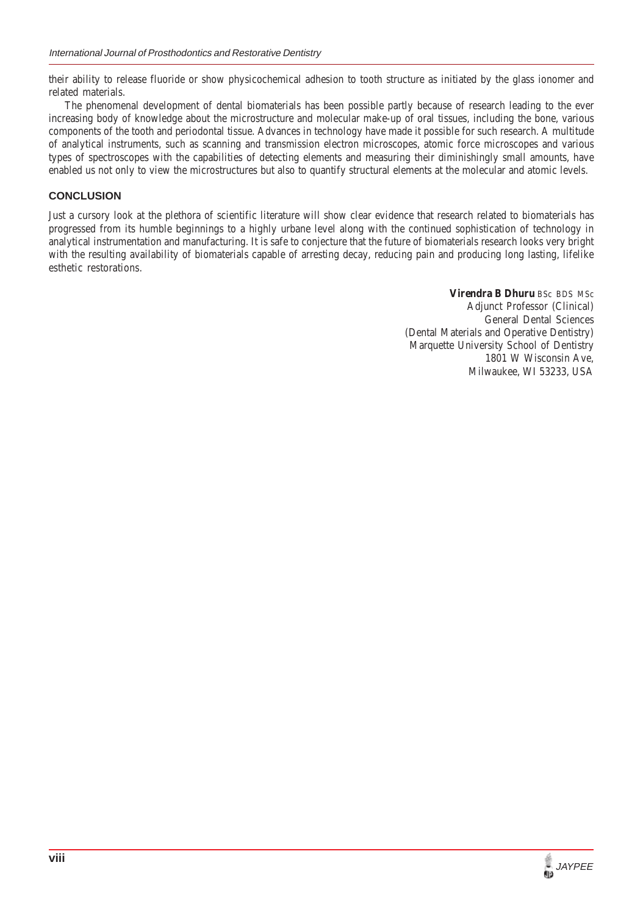their ability to release fluoride or show physicochemical adhesion to tooth structure as initiated by the glass ionomer and related materials.

The phenomenal development of dental biomaterials has been possible partly because of research leading to the ever increasing body of knowledge about the microstructure and molecular make-up of oral tissues, including the bone, various components of the tooth and periodontal tissue. Advances in technology have made it possible for such research. A multitude of analytical instruments, such as scanning and transmission electron microscopes, atomic force microscopes and various types of spectroscopes with the capabilities of detecting elements and measuring their diminishingly small amounts, have enabled us not only to view the microstructures but also to quantify structural elements at the molecular and atomic levels.

## CONCLUSION

Just a cursory look at the plethora of scientific literature will show clear evidence that research related to biomaterials has progressed from its humble beginnings to a highly urbane level along with the continued sophistication of technology in analytical instrumentation and manufacturing. It is safe to conjecture that the future of biomaterials research looks very bright with the resulting availability of biomaterials capable of arresting decay, reducing pain and producing long lasting, lifelike esthetic restorations.

**Virendra B Dhuru** BSc BDS MSc
Adjunct Professor (Clinical)
General Dental Sciences
(Dental Materials and Operative Dentistry)
Marquette University School of Dentistry
1801 W Wisconsin Ave,
Milwaukee, WI 53233, USA